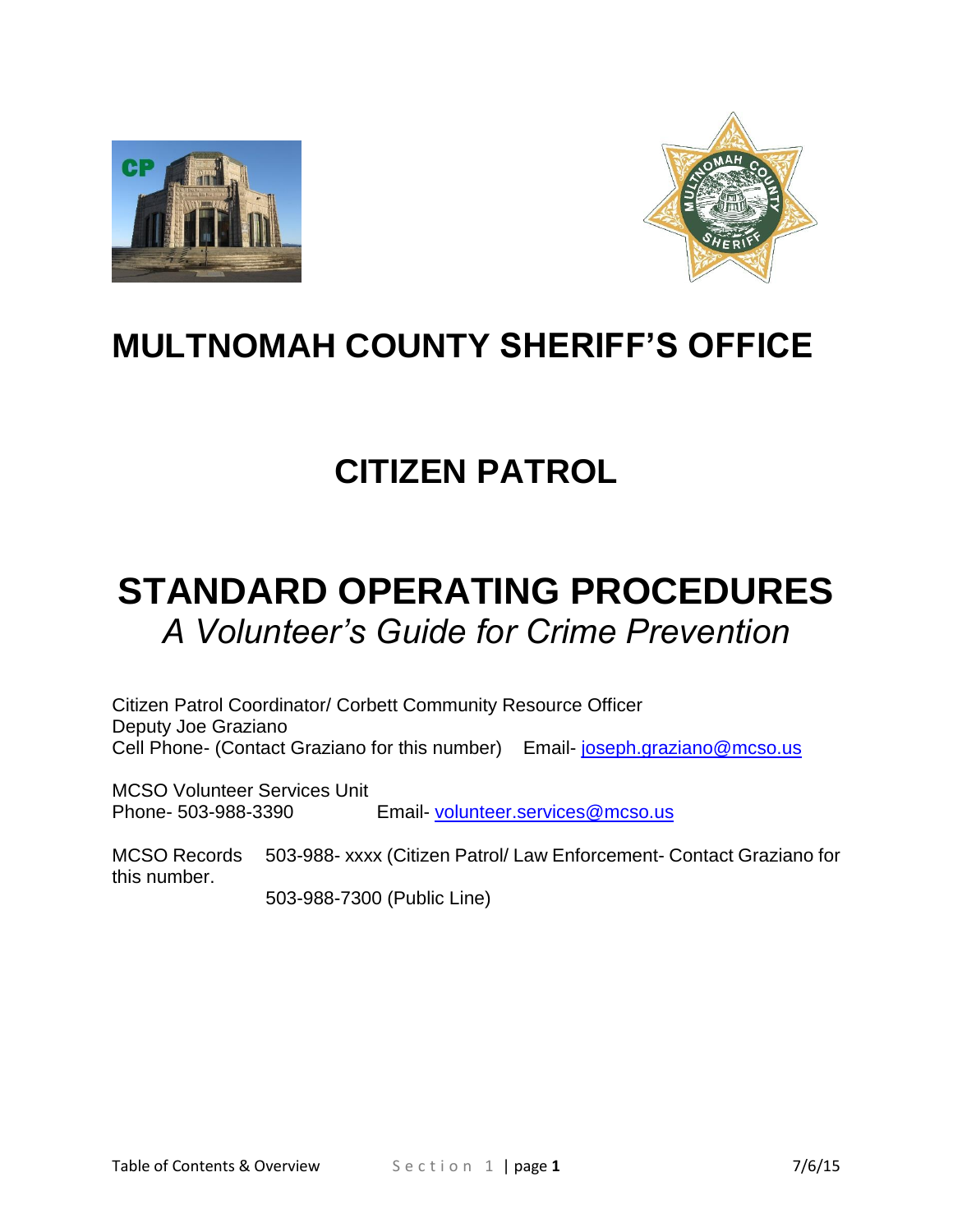# MULTNOMAH COUNTY SHERIFF'S OFFICE

# CITIZEN PATROL

# STANDARD OPERATING PROCEDURES

*A Volunteer's Guide for Crime Prevention*

Citizen Patrol Coordinator/ Corbett Community Resource Officer
Deputy Joe Graziano
Cell Phone- (Contact Graziano for this number)    Email- joseph.graziano@mcso.us

MCSO Volunteer Services Unit
Phone- 503-988-3390    Email- volunteer.services@mcso.us

MCSO Records    503-988- xxxx (Citizen Patrol/ Law Enforcement- Contact Graziano for this number.

503-988-7300 (Public Line)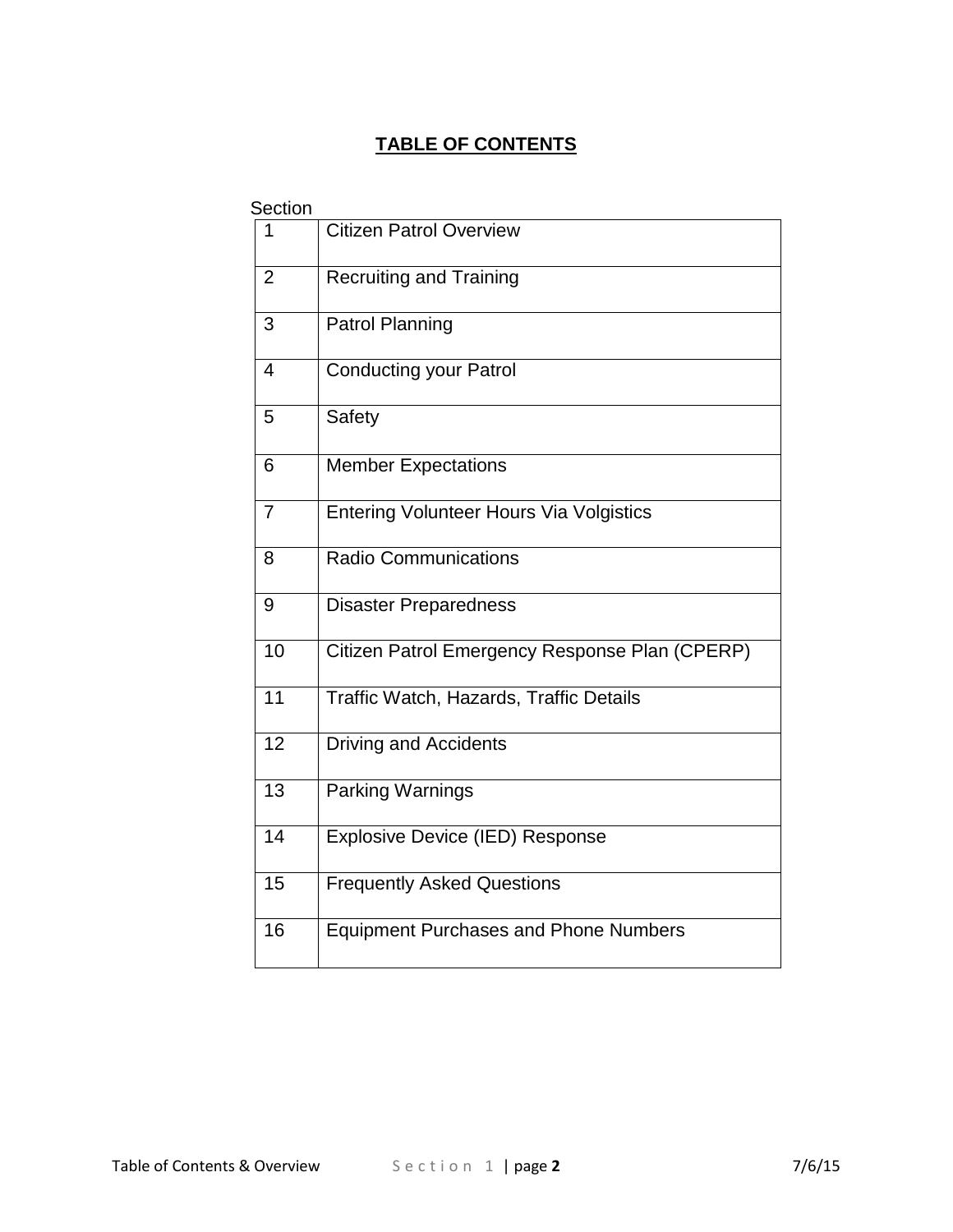# TABLE OF CONTENTS

| Section | |
|---|---|
| 1 | Citizen Patrol Overview |
| 2 | Recruiting and Training |
| 3 | Patrol Planning |
| 4 | Conducting your Patrol |
| 5 | Safety |
| 6 | Member Expectations |
| 7 | Entering Volunteer Hours Via Volgistics |
| 8 | Radio Communications |
| 9 | Disaster Preparedness |
| 10 | Citizen Patrol Emergency Response Plan (CPERP) |
| 11 | Traffic Watch, Hazards, Traffic Details |
| 12 | Driving and Accidents |
| 13 | Parking Warnings |
| 14 | Explosive Device (IED) Response |
| 15 | Frequently Asked Questions |
| 16 | Equipment Purchases and Phone Numbers |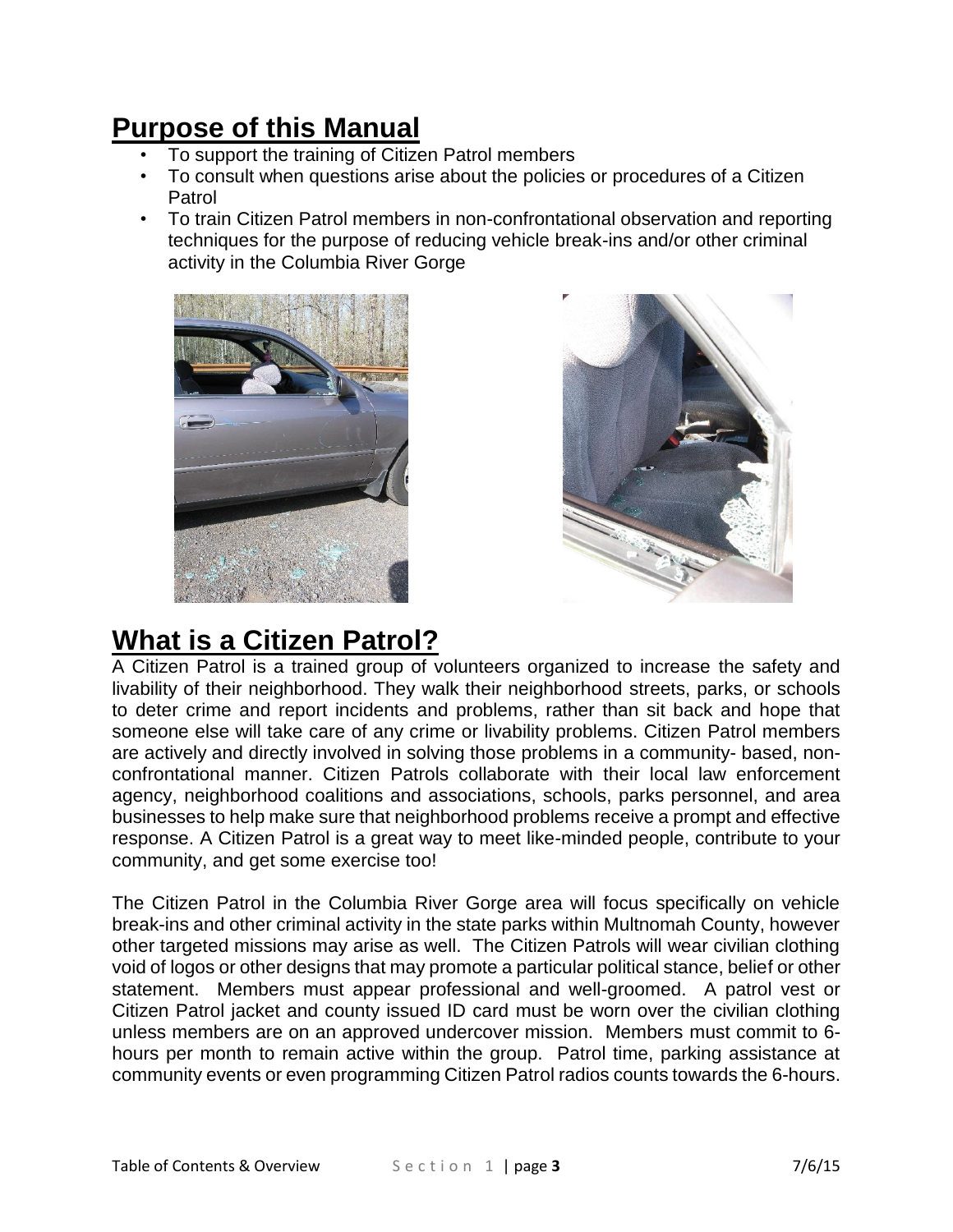## Purpose of this Manual

- To support the training of Citizen Patrol members
- To consult when questions arise about the policies or procedures of a Citizen Patrol
- To train Citizen Patrol members in non-confrontational observation and reporting techniques for the purpose of reducing vehicle break-ins and/or other criminal activity in the Columbia River Gorge

## What is a Citizen Patrol?

A Citizen Patrol is a trained group of volunteers organized to increase the safety and livability of their neighborhood. They walk their neighborhood streets, parks, or schools to deter crime and report incidents and problems, rather than sit back and hope that someone else will take care of any crime or livability problems. Citizen Patrol members are actively and directly involved in solving those problems in a community- based, non-confrontational manner. Citizen Patrols collaborate with their local law enforcement agency, neighborhood coalitions and associations, schools, parks personnel, and area businesses to help make sure that neighborhood problems receive a prompt and effective response. A Citizen Patrol is a great way to meet like-minded people, contribute to your community, and get some exercise too!

The Citizen Patrol in the Columbia River Gorge area will focus specifically on vehicle break-ins and other criminal activity in the state parks within Multnomah County, however other targeted missions may arise as well. The Citizen Patrols will wear civilian clothing void of logos or other designs that may promote a particular political stance, belief or other statement. Members must appear professional and well-groomed. A patrol vest or Citizen Patrol jacket and county issued ID card must be worn over the civilian clothing unless members are on an approved undercover mission. Members must commit to 6-hours per month to remain active within the group. Patrol time, parking assistance at community events or even programming Citizen Patrol radios counts towards the 6-hours.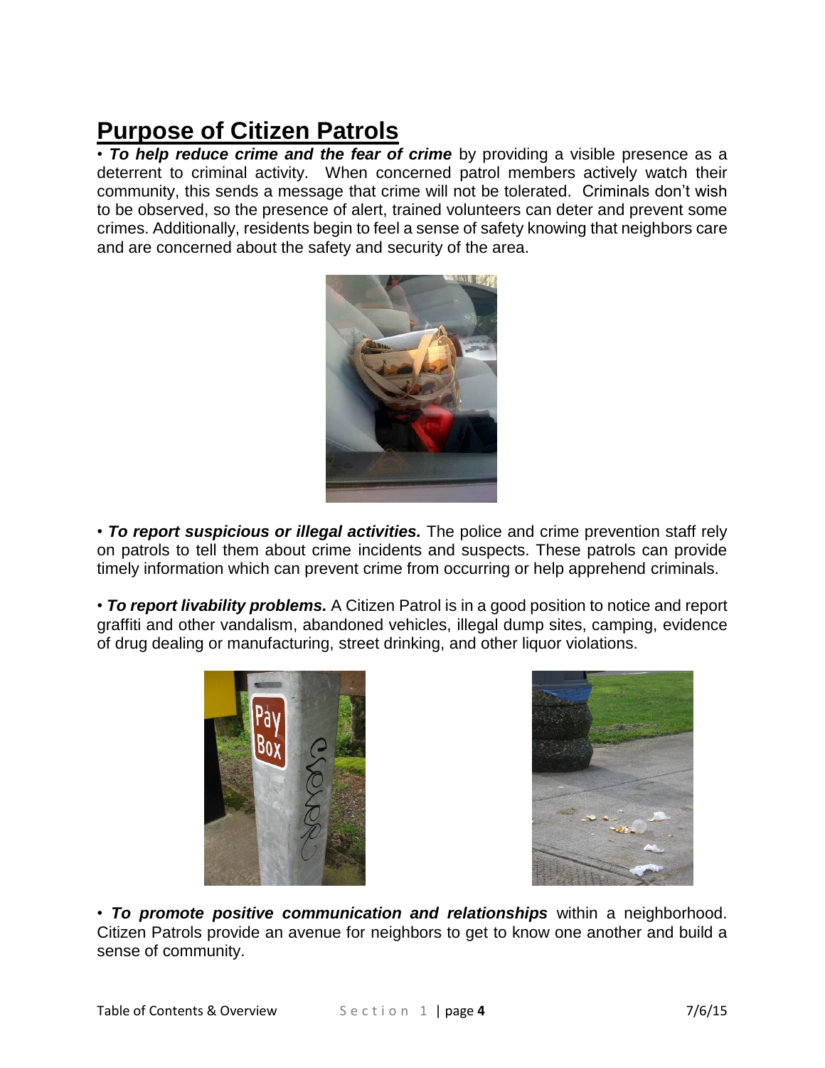# Purpose of Citizen Patrols

• ***To help reduce crime and the fear of crime*** by providing a visible presence as a deterrent to criminal activity. When concerned patrol members actively watch their community, this sends a message that crime will not be tolerated. Criminals don't wish to be observed, so the presence of alert, trained volunteers can deter and prevent some crimes. Additionally, residents begin to feel a sense of safety knowing that neighbors care and are concerned about the safety and security of the area.

• ***To report suspicious or illegal activities.*** The police and crime prevention staff rely on patrols to tell them about crime incidents and suspects. These patrols can provide timely information which can prevent crime from occurring or help apprehend criminals.

• ***To report livability problems.*** A Citizen Patrol is in a good position to notice and report graffiti and other vandalism, abandoned vehicles, illegal dump sites, camping, evidence of drug dealing or manufacturing, street drinking, and other liquor violations.

• ***To promote positive communication and relationships*** within a neighborhood. Citizen Patrols provide an avenue for neighbors to get to know one another and build a sense of community.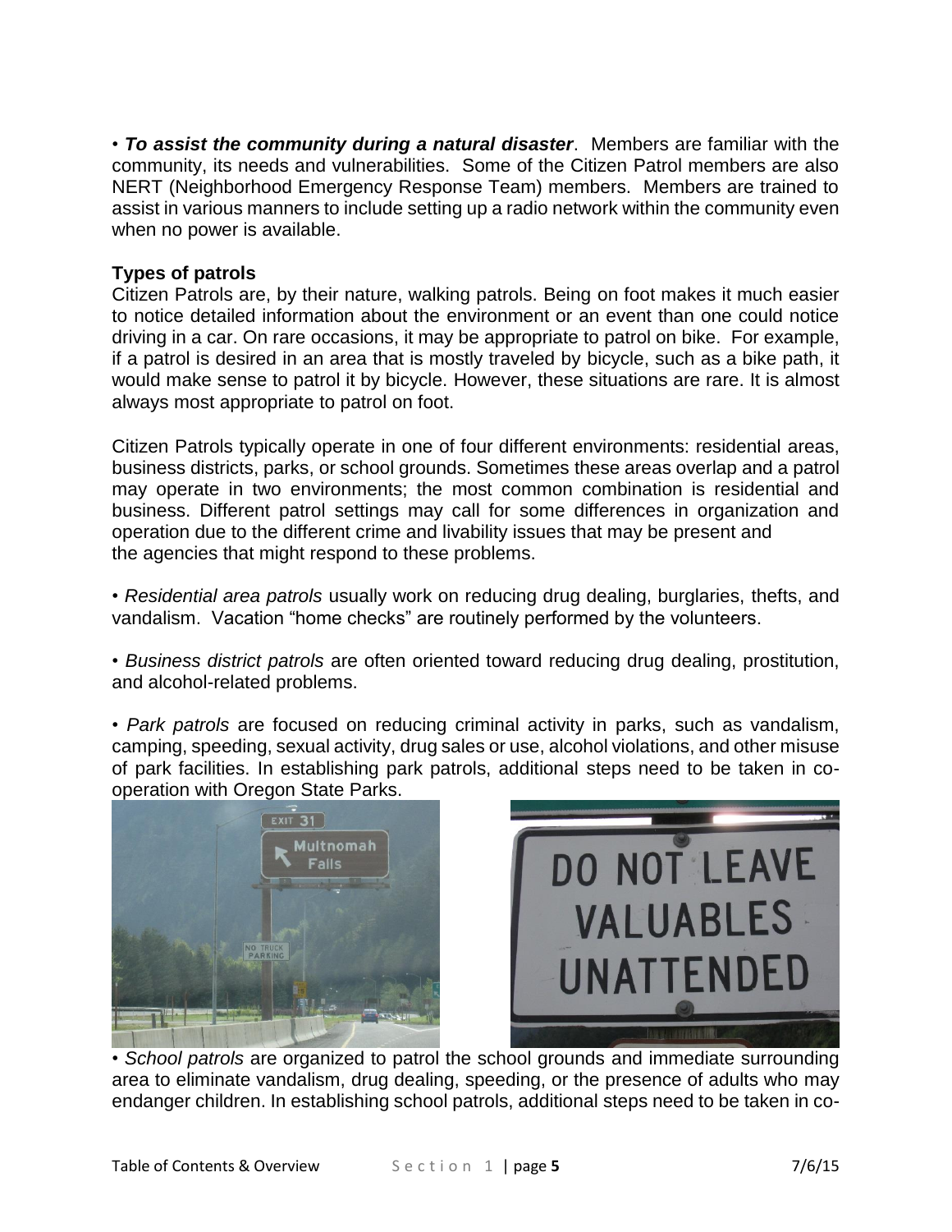• ***To assist the community during a natural disaster***. Members are familiar with the community, its needs and vulnerabilities. Some of the Citizen Patrol members are also NERT (Neighborhood Emergency Response Team) members. Members are trained to assist in various manners to include setting up a radio network within the community even when no power is available.

**Types of patrols**

Citizen Patrols are, by their nature, walking patrols. Being on foot makes it much easier to notice detailed information about the environment or an event than one could notice driving in a car. On rare occasions, it may be appropriate to patrol on bike. For example, if a patrol is desired in an area that is mostly traveled by bicycle, such as a bike path, it would make sense to patrol it by bicycle. However, these situations are rare. It is almost always most appropriate to patrol on foot.

Citizen Patrols typically operate in one of four different environments: residential areas, business districts, parks, or school grounds. Sometimes these areas overlap and a patrol may operate in two environments; the most common combination is residential and business. Different patrol settings may call for some differences in organization and operation due to the different crime and livability issues that may be present and the agencies that might respond to these problems.

• *Residential area patrols* usually work on reducing drug dealing, burglaries, thefts, and vandalism. Vacation "home checks" are routinely performed by the volunteers.

• *Business district patrols* are often oriented toward reducing drug dealing, prostitution, and alcohol-related problems.

• *Park patrols* are focused on reducing criminal activity in parks, such as vandalism, camping, speeding, sexual activity, drug sales or use, alcohol violations, and other misuse of park facilities. In establishing park patrols, additional steps need to be taken in co-operation with Oregon State Parks.

• *School patrols* are organized to patrol the school grounds and immediate surrounding area to eliminate vandalism, drug dealing, speeding, or the presence of adults who may endanger children. In establishing school patrols, additional steps need to be taken in co-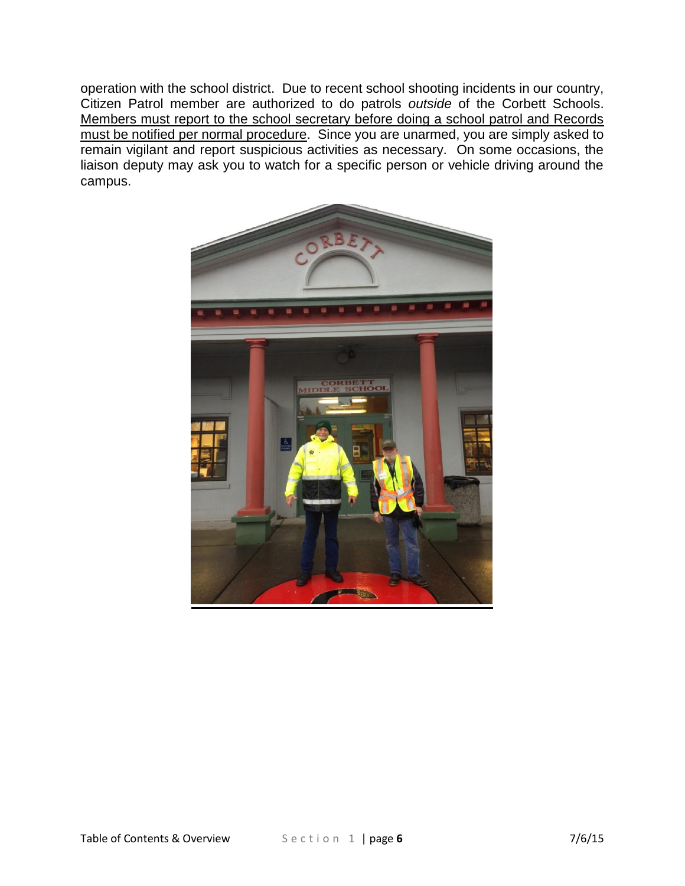operation with the school district. Due to recent school shooting incidents in our country, Citizen Patrol member are authorized to do patrols *outside* of the Corbett Schools. <u>Members must report to the school secretary before doing a school patrol and Records must be notified per normal procedure</u>. Since you are unarmed, you are simply asked to remain vigilant and report suspicious activities as necessary. On some occasions, the liaison deputy may ask you to watch for a specific person or vehicle driving around the campus.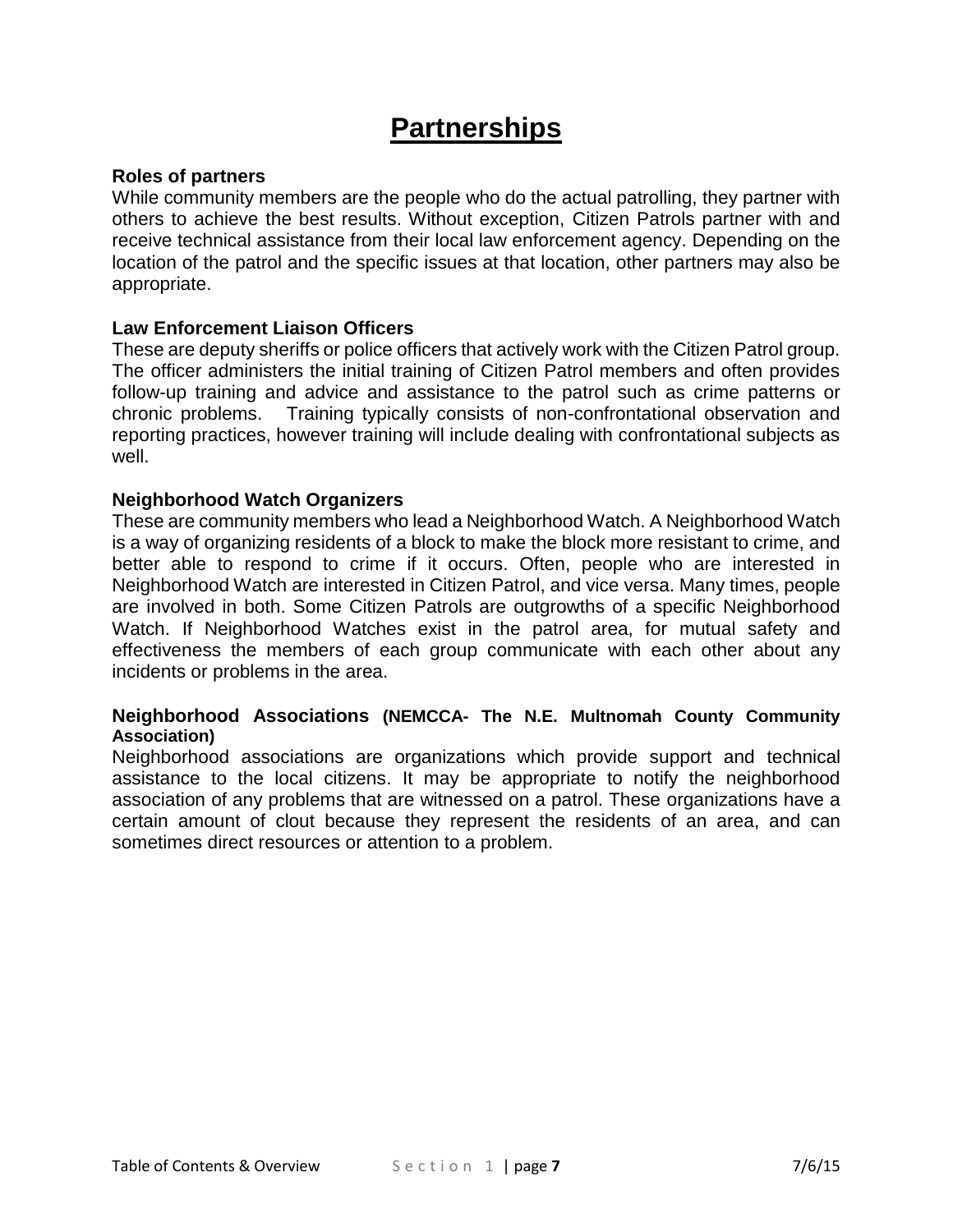# Partnerships

**Roles of partners**

While community members are the people who do the actual patrolling, they partner with others to achieve the best results. Without exception, Citizen Patrols partner with and receive technical assistance from their local law enforcement agency. Depending on the location of the patrol and the specific issues at that location, other partners may also be appropriate.

**Law Enforcement Liaison Officers**

These are deputy sheriffs or police officers that actively work with the Citizen Patrol group. The officer administers the initial training of Citizen Patrol members and often provides follow-up training and advice and assistance to the patrol such as crime patterns or chronic problems. Training typically consists of non-confrontational observation and reporting practices, however training will include dealing with confrontational subjects as well.

**Neighborhood Watch Organizers**

These are community members who lead a Neighborhood Watch. A Neighborhood Watch is a way of organizing residents of a block to make the block more resistant to crime, and better able to respond to crime if it occurs. Often, people who are interested in Neighborhood Watch are interested in Citizen Patrol, and vice versa. Many times, people are involved in both. Some Citizen Patrols are outgrowths of a specific Neighborhood Watch. If Neighborhood Watches exist in the patrol area, for mutual safety and effectiveness the members of each group communicate with each other about any incidents or problems in the area.

**Neighborhood Associations (NEMCCA- The N.E. Multnomah County Community Association)**

Neighborhood associations are organizations which provide support and technical assistance to the local citizens. It may be appropriate to notify the neighborhood association of any problems that are witnessed on a patrol. These organizations have a certain amount of clout because they represent the residents of an area, and can sometimes direct resources or attention to a problem.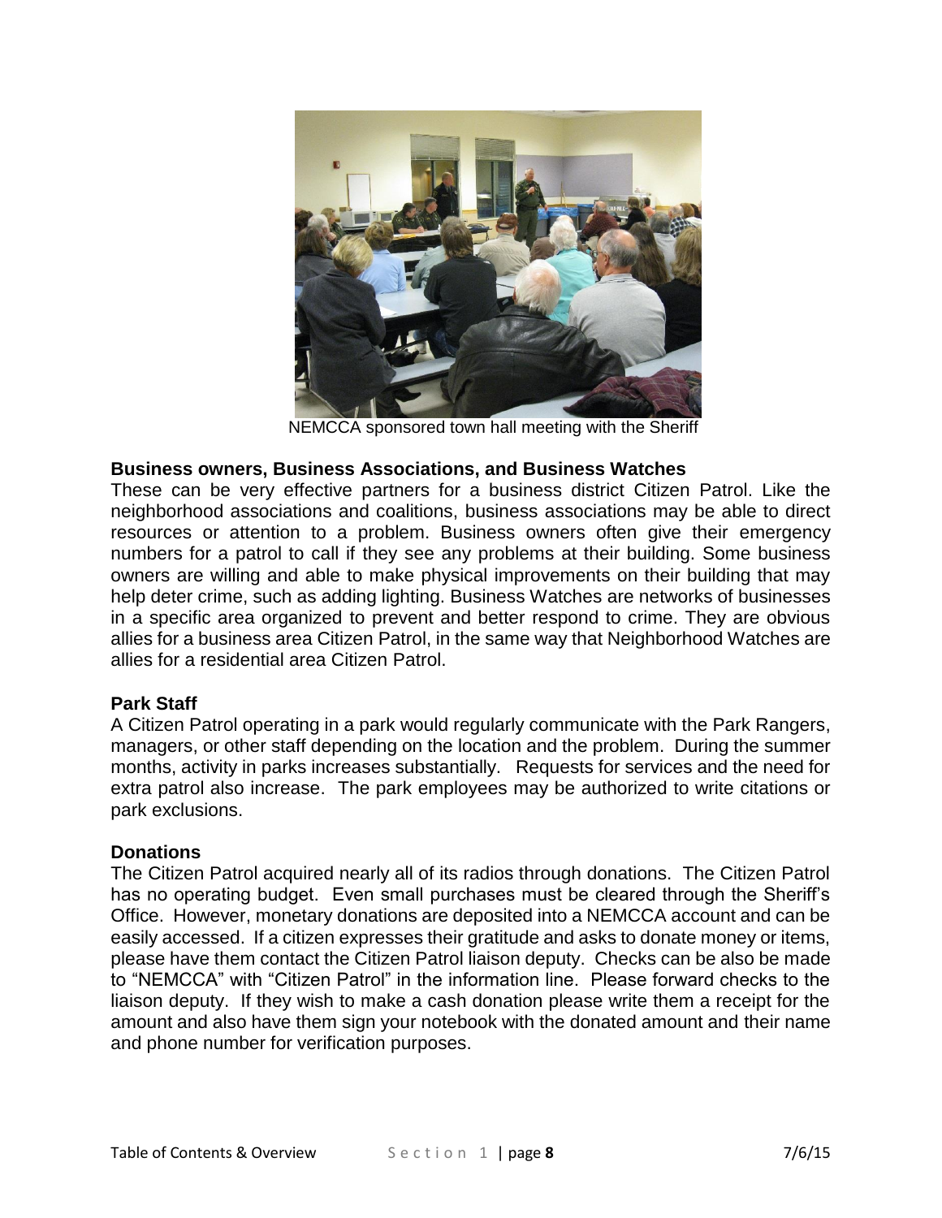NEMCCA sponsored town hall meeting with the Sheriff

**Business owners, Business Associations, and Business Watches**

These can be very effective partners for a business district Citizen Patrol. Like the neighborhood associations and coalitions, business associations may be able to direct resources or attention to a problem. Business owners often give their emergency numbers for a patrol to call if they see any problems at their building. Some business owners are willing and able to make physical improvements on their building that may help deter crime, such as adding lighting. Business Watches are networks of businesses in a specific area organized to prevent and better respond to crime. They are obvious allies for a business area Citizen Patrol, in the same way that Neighborhood Watches are allies for a residential area Citizen Patrol.

**Park Staff**

A Citizen Patrol operating in a park would regularly communicate with the Park Rangers, managers, or other staff depending on the location and the problem. During the summer months, activity in parks increases substantially. Requests for services and the need for extra patrol also increase. The park employees may be authorized to write citations or park exclusions.

**Donations**

The Citizen Patrol acquired nearly all of its radios through donations. The Citizen Patrol has no operating budget. Even small purchases must be cleared through the Sheriff's Office. However, monetary donations are deposited into a NEMCCA account and can be easily accessed. If a citizen expresses their gratitude and asks to donate money or items, please have them contact the Citizen Patrol liaison deputy. Checks can be also be made to "NEMCCA" with "Citizen Patrol" in the information line. Please forward checks to the liaison deputy. If they wish to make a cash donation please write them a receipt for the amount and also have them sign your notebook with the donated amount and their name and phone number for verification purposes.